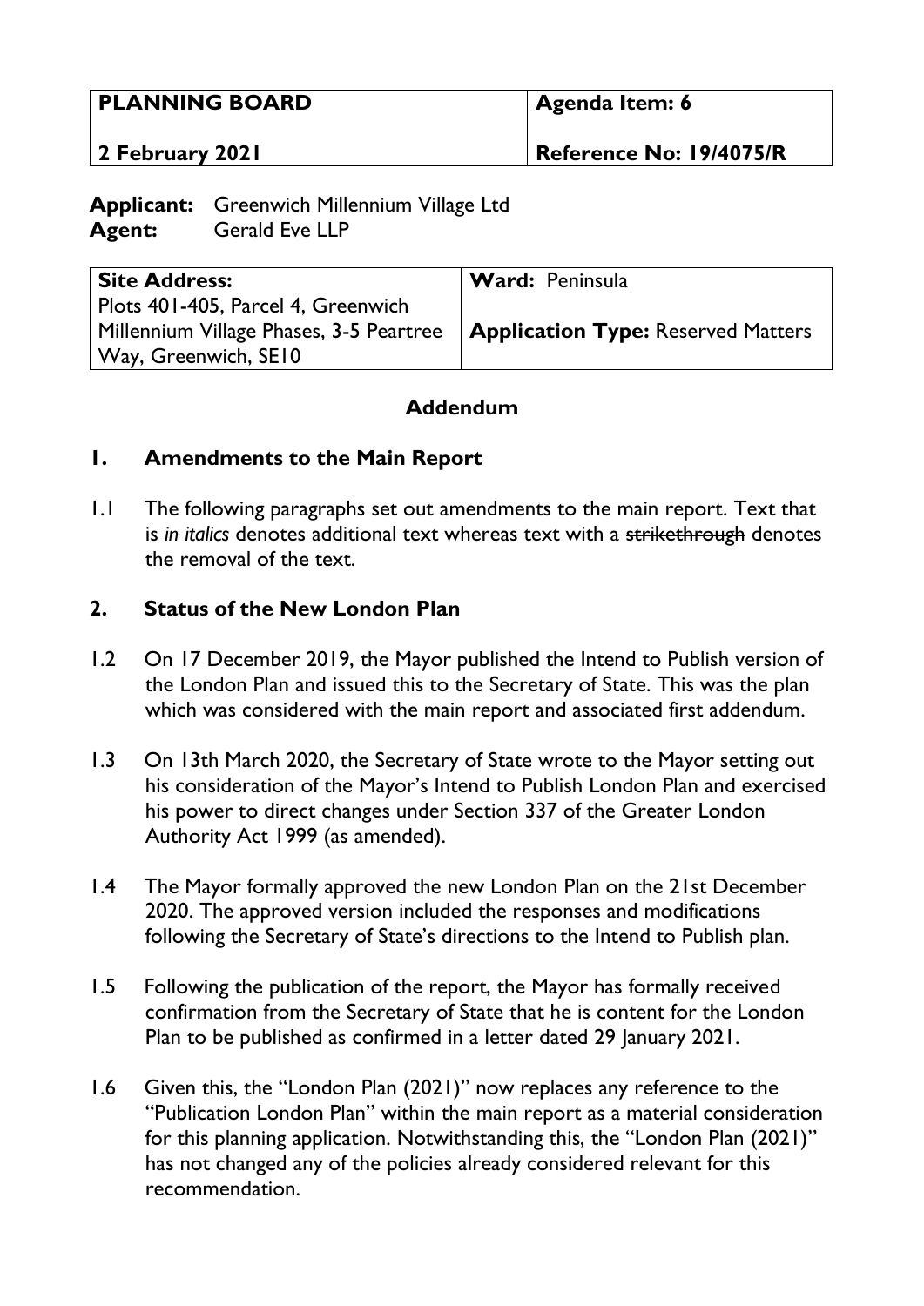| **PLANNING BOARD** | **Agenda Item: 6** |
| --- | --- |
| **2 February 2021** | **Reference No: 19/4075/R** |

**Applicant:** Greenwich Millennium Village Ltd
**Agent:** Gerald Eve LLP

| **Site Address:** | **Ward:** Peninsula |
| --- | --- |
| Plots 401-405, Parcel 4, Greenwich Millennium Village Phases, 3-5 Peartree Way, Greenwich, SE10 | **Application Type:** Reserved Matters |

## Addendum

## 1. Amendments to the Main Report

1.1 The following paragraphs set out amendments to the main report. Text that is *in italics* denotes additional text whereas text with a ~~strikethrough~~ denotes the removal of the text.

## 2. Status of the New London Plan

1.2 On 17 December 2019, the Mayor published the Intend to Publish version of the London Plan and issued this to the Secretary of State. This was the plan which was considered with the main report and associated first addendum.

1.3 On 13th March 2020, the Secretary of State wrote to the Mayor setting out his consideration of the Mayor's Intend to Publish London Plan and exercised his power to direct changes under Section 337 of the Greater London Authority Act 1999 (as amended).

1.4 The Mayor formally approved the new London Plan on the 21st December 2020. The approved version included the responses and modifications following the Secretary of State's directions to the Intend to Publish plan.

1.5 Following the publication of the report, the Mayor has formally received confirmation from the Secretary of State that he is content for the London Plan to be published as confirmed in a letter dated 29 January 2021.

1.6 Given this, the "London Plan (2021)" now replaces any reference to the "Publication London Plan" within the main report as a material consideration for this planning application. Notwithstanding this, the "London Plan (2021)" has not changed any of the policies already considered relevant for this recommendation.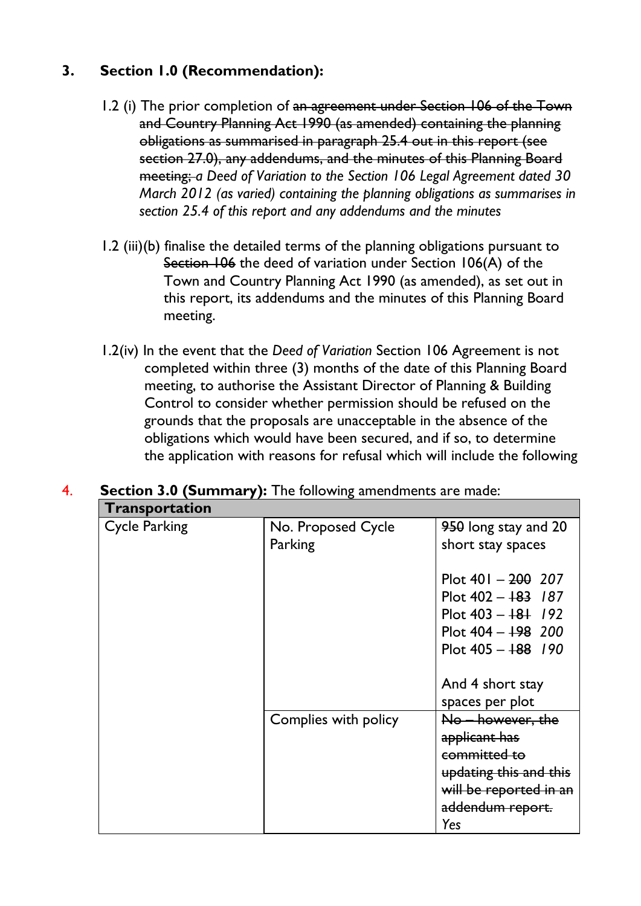## 3. Section 1.0 (Recommendation):

1.2 (i) The prior completion of ~~an agreement under Section 106 of the Town and Country Planning Act 1990 (as amended) containing the planning obligations as summarised in paragraph 25.4 out in this report (see section 27.0), any addendums, and the minutes of this Planning Board meeting;~~ *a Deed of Variation to the Section 106 Legal Agreement dated 30 March 2012 (as varied) containing the planning obligations as summarises in section 25.4 of this report and any addendums and the minutes*

1.2 (iii)(b) finalise the detailed terms of the planning obligations pursuant to ~~Section 106~~ the deed of variation under Section 106(A) of the Town and Country Planning Act 1990 (as amended), as set out in this report, its addendums and the minutes of this Planning Board meeting.

1.2(iv) In the event that the *Deed of Variation* Section 106 Agreement is not completed within three (3) months of the date of this Planning Board meeting, to authorise the Assistant Director of Planning & Building Control to consider whether permission should be refused on the grounds that the proposals are unacceptable in the absence of the obligations which would have been secured, and if so, to determine the application with reasons for refusal which will include the following

## 4. Section 3.0 (Summary): The following amendments are made:

| **Transportation** | | |
|---|---|---|
| Cycle Parking | No. Proposed Cycle Parking | ~~950~~ long stay and 20 short stay spaces<br><br>Plot 401 – ~~200~~ *207*<br>Plot 402 – ~~183~~ *187*<br>Plot 403 – ~~181~~ *192*<br>Plot 404 – ~~198~~ *200*<br>Plot 405 – ~~188~~ *190*<br><br>And 4 short stay spaces per plot |
| | Complies with policy | ~~No – however, the applicant has committed to updating this and this will be reported in an addendum report.~~ *Yes* |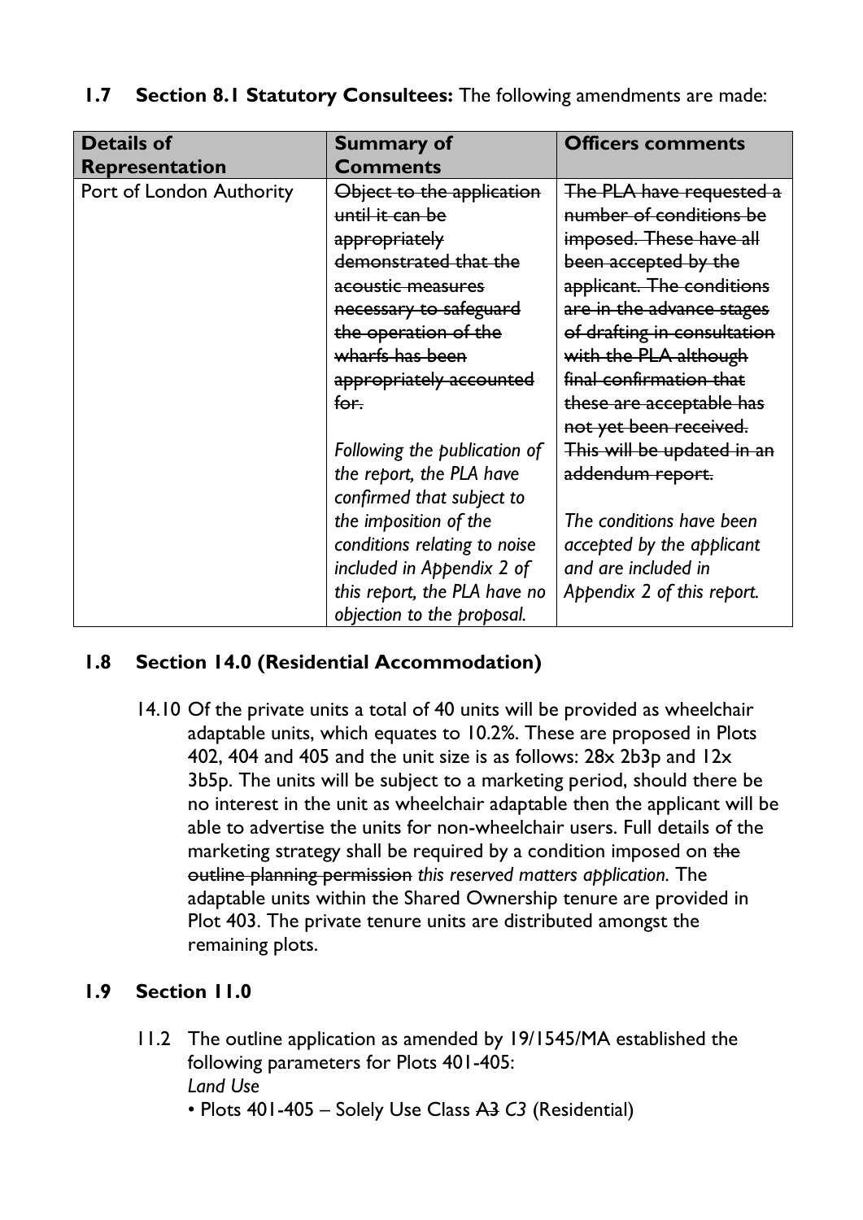**1.7 Section 8.1 Statutory Consultees:** The following amendments are made:

| Details of Representation | Summary of Comments | Officers comments |
| --- | --- | --- |
| Port of London Authority | ~~Object to the application until it can be appropriately demonstrated that the acoustic measures necessary to safeguard the operation of the wharfs has been appropriately accounted for.~~<br><br>*Following the publication of the report, the PLA have confirmed that subject to the imposition of the conditions relating to noise included in Appendix 2 of this report, the PLA have no objection to the proposal.* | ~~The PLA have requested a number of conditions be imposed. These have all been accepted by the applicant. The conditions are in the advance stages of drafting in consultation with the PLA although final confirmation that these are acceptable has not yet been received. This will be updated in an addendum report.~~<br><br>*The conditions have been accepted by the applicant and are included in Appendix 2 of this report.* |

**1.8 Section 14.0 (Residential Accommodation)**

14.10 Of the private units a total of 40 units will be provided as wheelchair adaptable units, which equates to 10.2%. These are proposed in Plots 402, 404 and 405 and the unit size is as follows: 28x 2b3p and 12x 3b5p. The units will be subject to a marketing period, should there be no interest in the unit as wheelchair adaptable then the applicant will be able to advertise the units for non-wheelchair users. Full details of the marketing strategy shall be required by a condition imposed on ~~the outline planning permission~~ *this reserved matters application.* The adaptable units within the Shared Ownership tenure are provided in Plot 403. The private tenure units are distributed amongst the remaining plots.

**1.9 Section 11.0**

11.2 The outline application as amended by 19/1545/MA established the following parameters for Plots 401-405:

*Land Use*

- Plots 401-405 – Solely Use Class ~~A3~~ *C3* (Residential)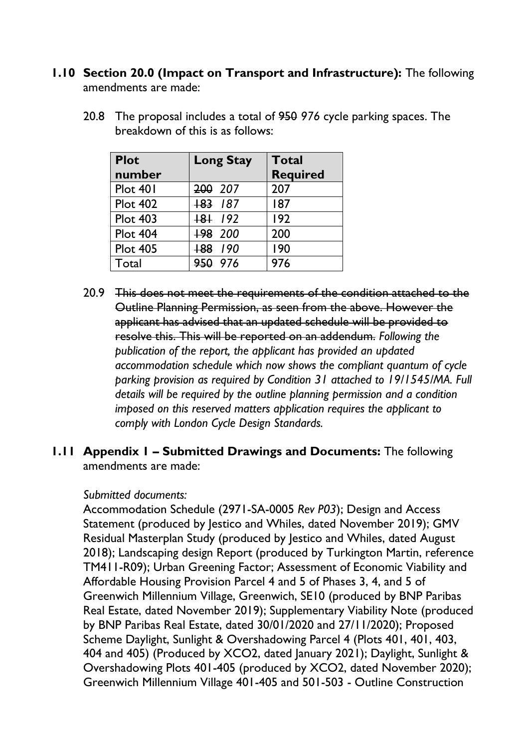**1.10 Section 20.0 (Impact on Transport and Infrastructure):** The following amendments are made:

20.8 The proposal includes a total of ~~950~~ *976* cycle parking spaces. The breakdown of this is as follows:

| Plot number | Long Stay | Total Required |
|---|---|---|
| Plot 401 | ~~200~~ *207* | 207 |
| Plot 402 | ~~183~~ *187* | 187 |
| Plot 403 | ~~181~~ *192* | 192 |
| Plot 404 | ~~198~~ *200* | 200 |
| Plot 405 | ~~188~~ *190* | 190 |
| Total | ~~950~~ *976* | 976 |

20.9 ~~This does not meet the requirements of the condition attached to the Outline Planning Permission, as seen from the above. However the applicant has advised that an updated schedule will be provided to resolve this. This will be reported on an addendum.~~ *Following the publication of the report, the applicant has provided an updated accommodation schedule which now shows the compliant quantum of cycle parking provision as required by Condition 31 attached to 19/1545/MA. Full details will be required by the outline planning permission and a condition imposed on this reserved matters application requires the applicant to comply with London Cycle Design Standards.*

**1.11 Appendix 1 – Submitted Drawings and Documents:** The following amendments are made:

*Submitted documents:*

Accommodation Schedule (2971-SA-0005 *Rev P03*); Design and Access Statement (produced by Jestico and Whiles, dated November 2019); GMV Residual Masterplan Study (produced by Jestico and Whiles, dated August 2018); Landscaping design Report (produced by Turkington Martin, reference TM411-R09); Urban Greening Factor; Assessment of Economic Viability and Affordable Housing Provision Parcel 4 and 5 of Phases 3, 4, and 5 of Greenwich Millennium Village, Greenwich, SE10 (produced by BNP Paribas Real Estate, dated November 2019); Supplementary Viability Note (produced by BNP Paribas Real Estate, dated 30/01/2020 and 27/11/2020); Proposed Scheme Daylight, Sunlight & Overshadowing Parcel 4 (Plots 401, 401, 403, 404 and 405) (Produced by XCO2, dated January 2021); Daylight, Sunlight & Overshadowing Plots 401-405 (produced by XCO2, dated November 2020); Greenwich Millennium Village 401-405 and 501-503 - Outline Construction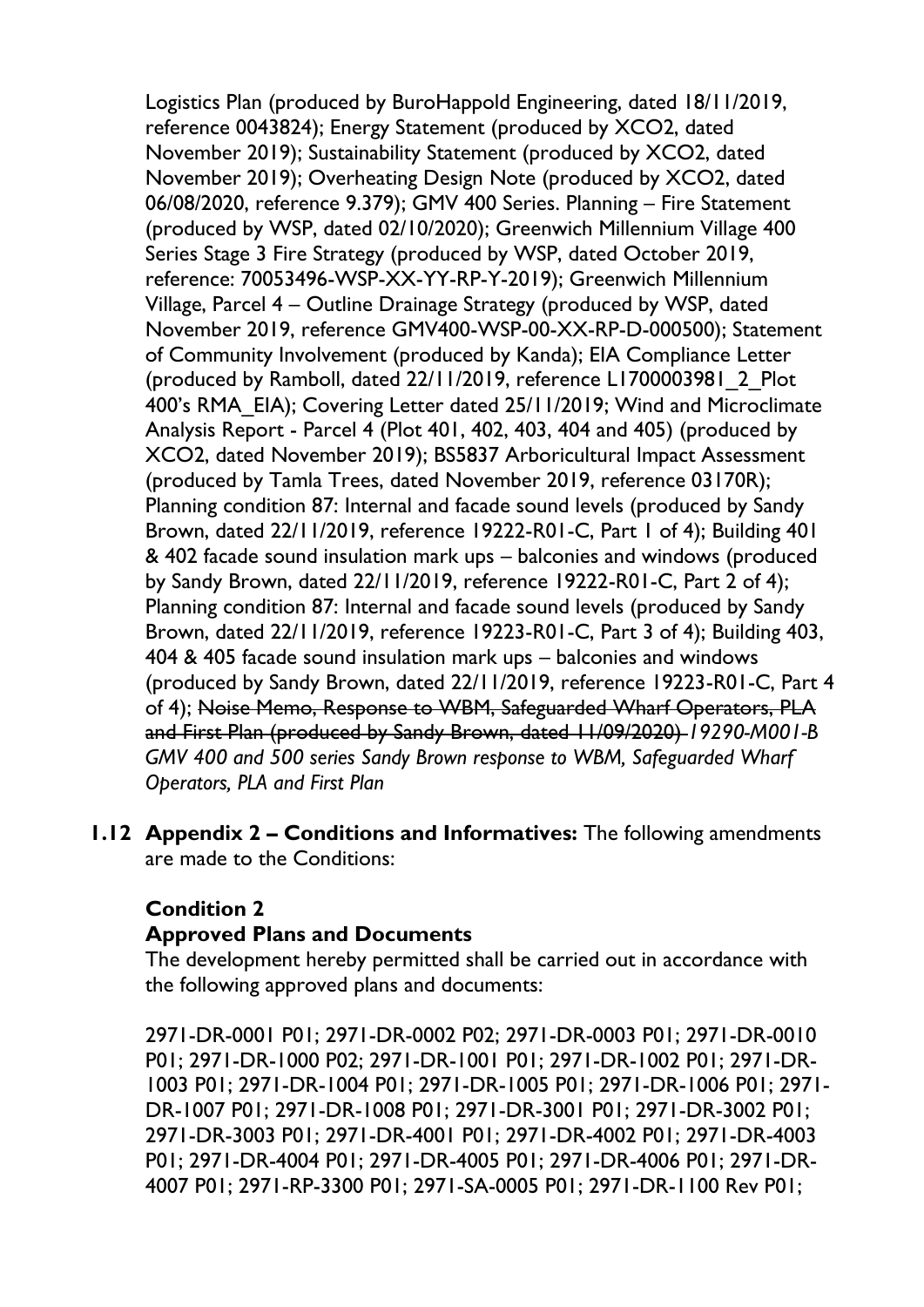Logistics Plan (produced by BuroHappold Engineering, dated 18/11/2019, reference 0043824); Energy Statement (produced by XCO2, dated November 2019); Sustainability Statement (produced by XCO2, dated November 2019); Overheating Design Note (produced by XCO2, dated 06/08/2020, reference 9.379); GMV 400 Series. Planning – Fire Statement (produced by WSP, dated 02/10/2020); Greenwich Millennium Village 400 Series Stage 3 Fire Strategy (produced by WSP, dated October 2019, reference: 70053496-WSP-XX-YY-RP-Y-2019); Greenwich Millennium Village, Parcel 4 – Outline Drainage Strategy (produced by WSP, dated November 2019, reference GMV400-WSP-00-XX-RP-D-000500); Statement of Community Involvement (produced by Kanda); EIA Compliance Letter (produced by Ramboll, dated 22/11/2019, reference L1700003981_2_Plot 400's RMA_EIA); Covering Letter dated 25/11/2019; Wind and Microclimate Analysis Report - Parcel 4 (Plot 401, 402, 403, 404 and 405) (produced by XCO2, dated November 2019); BS5837 Arboricultural Impact Assessment (produced by Tamla Trees, dated November 2019, reference 03170R); Planning condition 87: Internal and facade sound levels (produced by Sandy Brown, dated 22/11/2019, reference 19222-R01-C, Part 1 of 4); Building 401 & 402 facade sound insulation mark ups – balconies and windows (produced by Sandy Brown, dated 22/11/2019, reference 19222-R01-C, Part 2 of 4); Planning condition 87: Internal and facade sound levels (produced by Sandy Brown, dated 22/11/2019, reference 19223-R01-C, Part 3 of 4); Building 403, 404 & 405 facade sound insulation mark ups – balconies and windows (produced by Sandy Brown, dated 22/11/2019, reference 19223-R01-C, Part 4 of 4); ~~Noise Memo, Response to WBM, Safeguarded Wharf Operators, PLA and First Plan (produced by Sandy Brown, dated 11/09/2020)~~ *19290-M001-B GMV 400 and 500 series Sandy Brown response to WBM, Safeguarded Wharf Operators, PLA and First Plan*

**1.12 Appendix 2 – Conditions and Informatives:** The following amendments are made to the Conditions:

**Condition 2**

**Approved Plans and Documents**

The development hereby permitted shall be carried out in accordance with the following approved plans and documents:

2971-DR-0001 P01; 2971-DR-0002 P02; 2971-DR-0003 P01; 2971-DR-0010 P01; 2971-DR-1000 P02; 2971-DR-1001 P01; 2971-DR-1002 P01; 2971-DR-1003 P01; 2971-DR-1004 P01; 2971-DR-1005 P01; 2971-DR-1006 P01; 2971-DR-1007 P01; 2971-DR-1008 P01; 2971-DR-3001 P01; 2971-DR-3002 P01; 2971-DR-3003 P01; 2971-DR-4001 P01; 2971-DR-4002 P01; 2971-DR-4003 P01; 2971-DR-4004 P01; 2971-DR-4005 P01; 2971-DR-4006 P01; 2971-DR-4007 P01; 2971-RP-3300 P01; 2971-SA-0005 P01; 2971-DR-1100 Rev P01;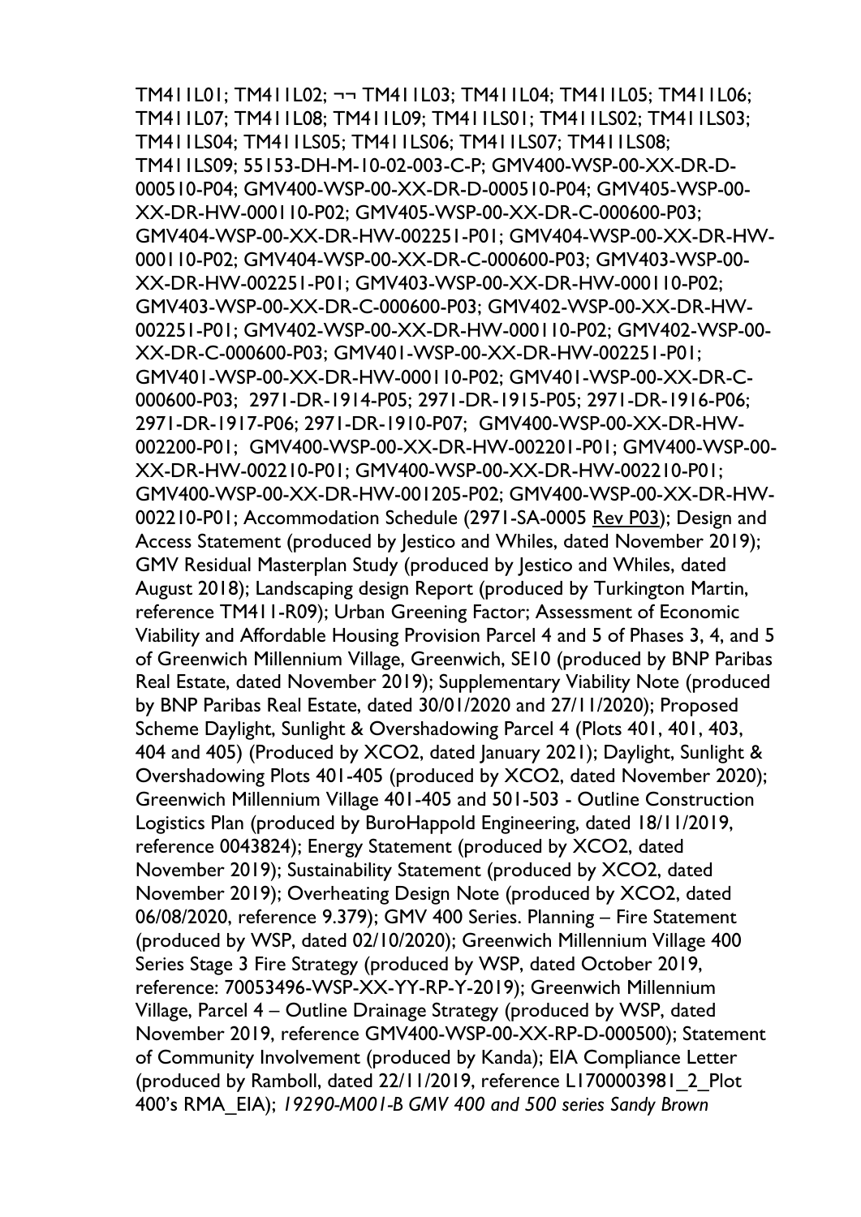TM411L01; TM411L02; ¬¬ TM411L03; TM411L04; TM411L05; TM411L06; TM411L07; TM411L08; TM411L09; TM411LS01; TM411LS02; TM411LS03; TM411LS04; TM411LS05; TM411LS06; TM411LS07; TM411LS08; TM411LS09; 55153-DH-M-10-02-003-C-P; GMV400-WSP-00-XX-DR-D-000510-P04; GMV400-WSP-00-XX-DR-D-000510-P04; GMV405-WSP-00-XX-DR-HW-000110-P02; GMV405-WSP-00-XX-DR-C-000600-P03; GMV404-WSP-00-XX-DR-HW-002251-P01; GMV404-WSP-00-XX-DR-HW-000110-P02; GMV404-WSP-00-XX-DR-C-000600-P03; GMV403-WSP-00-XX-DR-HW-002251-P01; GMV403-WSP-00-XX-DR-HW-000110-P02; GMV403-WSP-00-XX-DR-C-000600-P03; GMV402-WSP-00-XX-DR-HW-002251-P01; GMV402-WSP-00-XX-DR-HW-000110-P02; GMV402-WSP-00-XX-DR-C-000600-P03; GMV401-WSP-00-XX-DR-HW-002251-P01; GMV401-WSP-00-XX-DR-HW-000110-P02; GMV401-WSP-00-XX-DR-C-000600-P03; 2971-DR-1914-P05; 2971-DR-1915-P05; 2971-DR-1916-P06; 2971-DR-1917-P06; 2971-DR-1910-P07; GMV400-WSP-00-XX-DR-HW-002200-P01; GMV400-WSP-00-XX-DR-HW-002201-P01; GMV400-WSP-00-XX-DR-HW-002210-P01; GMV400-WSP-00-XX-DR-HW-002210-P01; GMV400-WSP-00-XX-DR-HW-001205-P02; GMV400-WSP-00-XX-DR-HW-002210-P01; Accommodation Schedule (2971-SA-0005 Rev P03); Design and Access Statement (produced by Jestico and Whiles, dated November 2019); GMV Residual Masterplan Study (produced by Jestico and Whiles, dated August 2018); Landscaping design Report (produced by Turkington Martin, reference TM411-R09); Urban Greening Factor; Assessment of Economic Viability and Affordable Housing Provision Parcel 4 and 5 of Phases 3, 4, and 5 of Greenwich Millennium Village, Greenwich, SE10 (produced by BNP Paribas Real Estate, dated November 2019); Supplementary Viability Note (produced by BNP Paribas Real Estate, dated 30/01/2020 and 27/11/2020); Proposed Scheme Daylight, Sunlight & Overshadowing Parcel 4 (Plots 401, 401, 403, 404 and 405) (Produced by XCO2, dated January 2021); Daylight, Sunlight & Overshadowing Plots 401-405 (produced by XCO2, dated November 2020); Greenwich Millennium Village 401-405 and 501-503 - Outline Construction Logistics Plan (produced by BuroHappold Engineering, dated 18/11/2019, reference 0043824); Energy Statement (produced by XCO2, dated November 2019); Sustainability Statement (produced by XCO2, dated November 2019); Overheating Design Note (produced by XCO2, dated 06/08/2020, reference 9.379); GMV 400 Series. Planning – Fire Statement (produced by WSP, dated 02/10/2020); Greenwich Millennium Village 400 Series Stage 3 Fire Strategy (produced by WSP, dated October 2019, reference: 70053496-WSP-XX-YY-RP-Y-2019); Greenwich Millennium Village, Parcel 4 – Outline Drainage Strategy (produced by WSP, dated November 2019, reference GMV400-WSP-00-XX-RP-D-000500); Statement of Community Involvement (produced by Kanda); EIA Compliance Letter (produced by Ramboll, dated 22/11/2019, reference L1700003981_2_Plot 400's RMA_EIA); *19290-M001-B GMV 400 and 500 series Sandy Brown*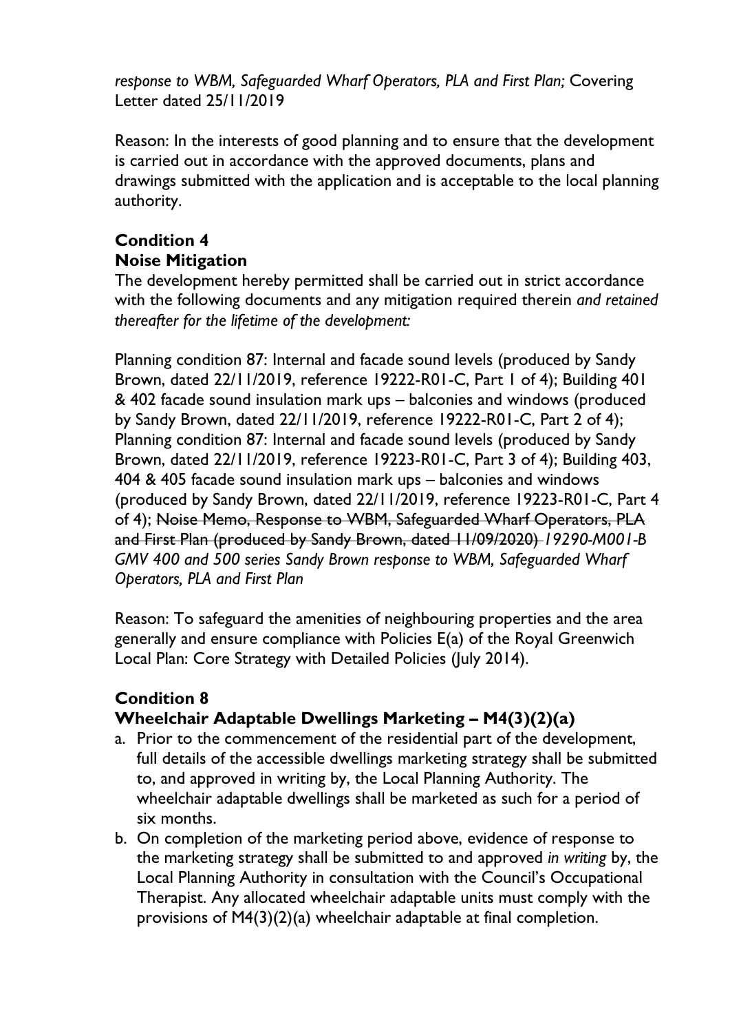*response to WBM, Safeguarded Wharf Operators, PLA and First Plan;* Covering Letter dated 25/11/2019

Reason: In the interests of good planning and to ensure that the development is carried out in accordance with the approved documents, plans and drawings submitted with the application and is acceptable to the local planning authority.

**Condition 4**
**Noise Mitigation**

The development hereby permitted shall be carried out in strict accordance with the following documents and any mitigation required therein *and retained thereafter for the lifetime of the development:*

Planning condition 87: Internal and facade sound levels (produced by Sandy Brown, dated 22/11/2019, reference 19222-R01-C, Part 1 of 4); Building 401 & 402 facade sound insulation mark ups – balconies and windows (produced by Sandy Brown, dated 22/11/2019, reference 19222-R01-C, Part 2 of 4); Planning condition 87: Internal and facade sound levels (produced by Sandy Brown, dated 22/11/2019, reference 19223-R01-C, Part 3 of 4); Building 403, 404 & 405 facade sound insulation mark ups – balconies and windows (produced by Sandy Brown, dated 22/11/2019, reference 19223-R01-C, Part 4 of 4); ~~Noise Memo, Response to WBM, Safeguarded Wharf Operators, PLA and First Plan (produced by Sandy Brown, dated 11/09/2020)~~ *19290-M001-B GMV 400 and 500 series Sandy Brown response to WBM, Safeguarded Wharf Operators, PLA and First Plan*

Reason: To safeguard the amenities of neighbouring properties and the area generally and ensure compliance with Policies E(a) of the Royal Greenwich Local Plan: Core Strategy with Detailed Policies (July 2014).

**Condition 8**
**Wheelchair Adaptable Dwellings Marketing – M4(3)(2)(a)**

a. Prior to the commencement of the residential part of the development, full details of the accessible dwellings marketing strategy shall be submitted to, and approved in writing by, the Local Planning Authority. The wheelchair adaptable dwellings shall be marketed as such for a period of six months.
b. On completion of the marketing period above, evidence of response to the marketing strategy shall be submitted to and approved *in writing* by, the Local Planning Authority in consultation with the Council's Occupational Therapist. Any allocated wheelchair adaptable units must comply with the provisions of M4(3)(2)(a) wheelchair adaptable at final completion.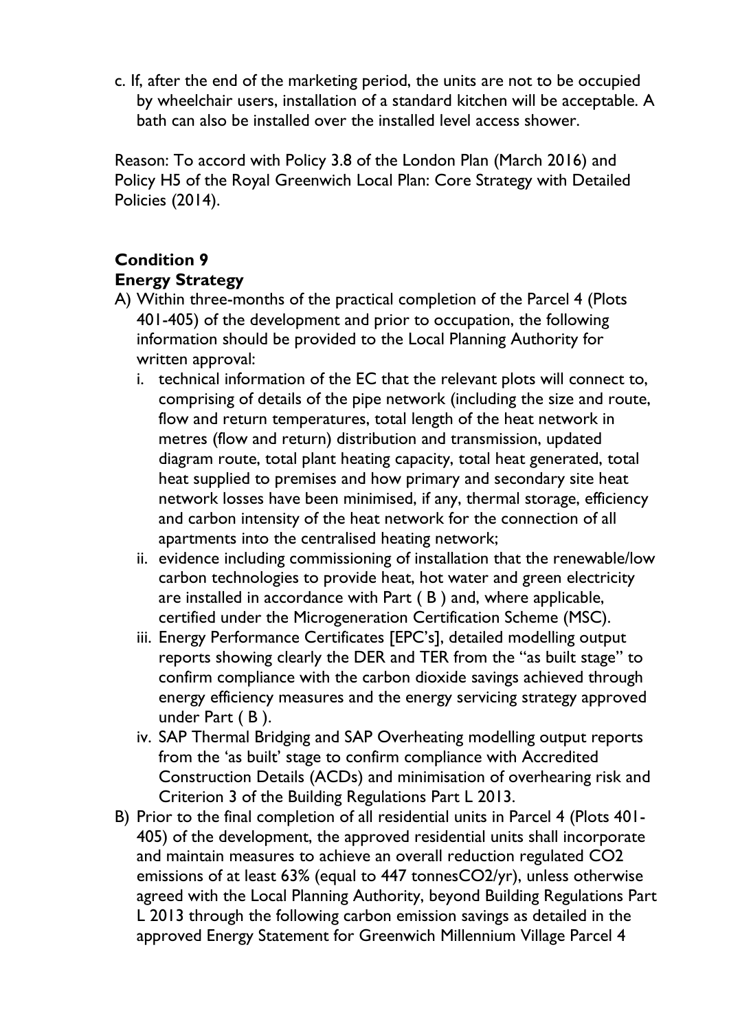c. If, after the end of the marketing period, the units are not to be occupied by wheelchair users, installation of a standard kitchen will be acceptable. A bath can also be installed over the installed level access shower.

Reason: To accord with Policy 3.8 of the London Plan (March 2016) and Policy H5 of the Royal Greenwich Local Plan: Core Strategy with Detailed Policies (2014).

**Condition 9**
**Energy Strategy**

A) Within three-months of the practical completion of the Parcel 4 (Plots 401-405) of the development and prior to occupation, the following information should be provided to the Local Planning Authority for written approval:

   i. technical information of the EC that the relevant plots will connect to, comprising of details of the pipe network (including the size and route, flow and return temperatures, total length of the heat network in metres (flow and return) distribution and transmission, updated diagram route, total plant heating capacity, total heat generated, total heat supplied to premises and how primary and secondary site heat network losses have been minimised, if any, thermal storage, efficiency and carbon intensity of the heat network for the connection of all apartments into the centralised heating network;

   ii. evidence including commissioning of installation that the renewable/low carbon technologies to provide heat, hot water and green electricity are installed in accordance with Part ( B ) and, where applicable, certified under the Microgeneration Certification Scheme (MSC).

   iii. Energy Performance Certificates [EPC's], detailed modelling output reports showing clearly the DER and TER from the "as built stage" to confirm compliance with the carbon dioxide savings achieved through energy efficiency measures and the energy servicing strategy approved under Part ( B ).

   iv. SAP Thermal Bridging and SAP Overheating modelling output reports from the 'as built' stage to confirm compliance with Accredited Construction Details (ACDs) and minimisation of overhearing risk and Criterion 3 of the Building Regulations Part L 2013.

B) Prior to the final completion of all residential units in Parcel 4 (Plots 401-405) of the development, the approved residential units shall incorporate and maintain measures to achieve an overall reduction regulated $CO_2$ emissions of at least 63% (equal to 447 tonnes$CO_2$/yr), unless otherwise agreed with the Local Planning Authority, beyond Building Regulations Part L 2013 through the following carbon emission savings as detailed in the approved Energy Statement for Greenwich Millennium Village Parcel 4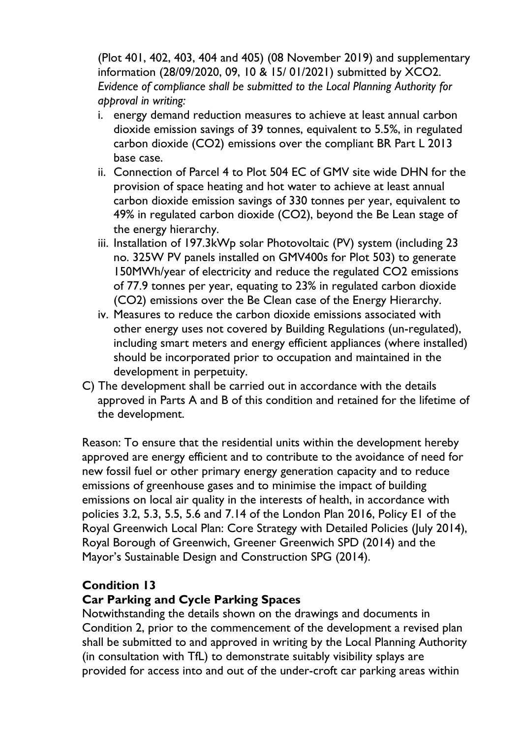(Plot 401, 402, 403, 404 and 405) (08 November 2019) and supplementary information (28/09/2020, 09, 10 & 15/ 01/2021) submitted by XCO2. *Evidence of compliance shall be submitted to the Local Planning Authority for approval in writing:*

i. energy demand reduction measures to achieve at least annual carbon dioxide emission savings of 39 tonnes, equivalent to 5.5%, in regulated carbon dioxide ($CO_2$) emissions over the compliant BR Part L 2013 base case.
ii. Connection of Parcel 4 to Plot 504 EC of GMV site wide DHN for the provision of space heating and hot water to achieve at least annual carbon dioxide emission savings of 330 tonnes per year, equivalent to 49% in regulated carbon dioxide ($CO_2$), beyond the Be Lean stage of the energy hierarchy.
iii. Installation of 197.3kWp solar Photovoltaic (PV) system (including 23 no. 325W PV panels installed on GMV400s for Plot 503) to generate 150MWh/year of electricity and reduce the regulated $CO_2$ emissions of 77.9 tonnes per year, equating to 23% in regulated carbon dioxide ($CO_2$) emissions over the Be Clean case of the Energy Hierarchy.
iv. Measures to reduce the carbon dioxide emissions associated with other energy uses not covered by Building Regulations (un-regulated), including smart meters and energy efficient appliances (where installed) should be incorporated prior to occupation and maintained in the development in perpetuity.

C) The development shall be carried out in accordance with the details approved in Parts A and B of this condition and retained for the lifetime of the development.

Reason: To ensure that the residential units within the development hereby approved are energy efficient and to contribute to the avoidance of need for new fossil fuel or other primary energy generation capacity and to reduce emissions of greenhouse gases and to minimise the impact of building emissions on local air quality in the interests of health, in accordance with policies 3.2, 5.3, 5.5, 5.6 and 7.14 of the London Plan 2016, Policy E1 of the Royal Greenwich Local Plan: Core Strategy with Detailed Policies (July 2014), Royal Borough of Greenwich, Greener Greenwich SPD (2014) and the Mayor's Sustainable Design and Construction SPG (2014).

**Condition 13**
**Car Parking and Cycle Parking Spaces**

Notwithstanding the details shown on the drawings and documents in Condition 2, prior to the commencement of the development a revised plan shall be submitted to and approved in writing by the Local Planning Authority (in consultation with TfL) to demonstrate suitably visibility splays are provided for access into and out of the under-croft car parking areas within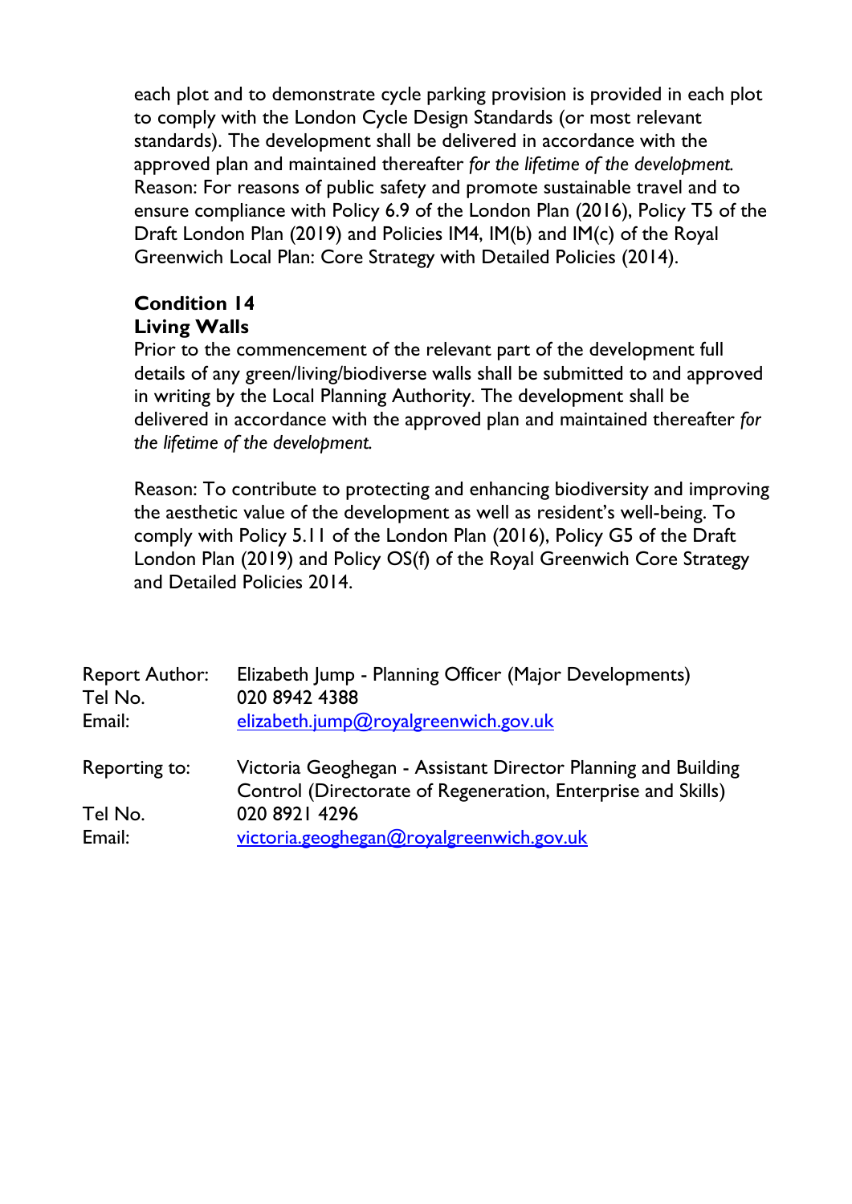each plot and to demonstrate cycle parking provision is provided in each plot to comply with the London Cycle Design Standards (or most relevant standards). The development shall be delivered in accordance with the approved plan and maintained thereafter *for the lifetime of the development.*
Reason: For reasons of public safety and promote sustainable travel and to ensure compliance with Policy 6.9 of the London Plan (2016), Policy T5 of the Draft London Plan (2019) and Policies IM4, IM(b) and IM(c) of the Royal Greenwich Local Plan: Core Strategy with Detailed Policies (2014).

**Condition 14**
**Living Walls**
Prior to the commencement of the relevant part of the development full details of any green/living/biodiverse walls shall be submitted to and approved in writing by the Local Planning Authority. The development shall be delivered in accordance with the approved plan and maintained thereafter *for the lifetime of the development.*

Reason: To contribute to protecting and enhancing biodiversity and improving the aesthetic value of the development as well as resident's well-being. To comply with Policy 5.11 of the London Plan (2016), Policy G5 of the Draft London Plan (2019) and Policy OS(f) of the Royal Greenwich Core Strategy and Detailed Policies 2014.

| | |
|---|---|
| Report Author: | Elizabeth Jump - Planning Officer (Major Developments) |
| Tel No. | 020 8942 4388 |
| Email: | elizabeth.jump@royalgreenwich.gov.uk |
| Reporting to: | Victoria Geoghegan - Assistant Director Planning and Building Control (Directorate of Regeneration, Enterprise and Skills) |
| Tel No. | 020 8921 4296 |
| Email: | victoria.geoghegan@royalgreenwich.gov.uk |